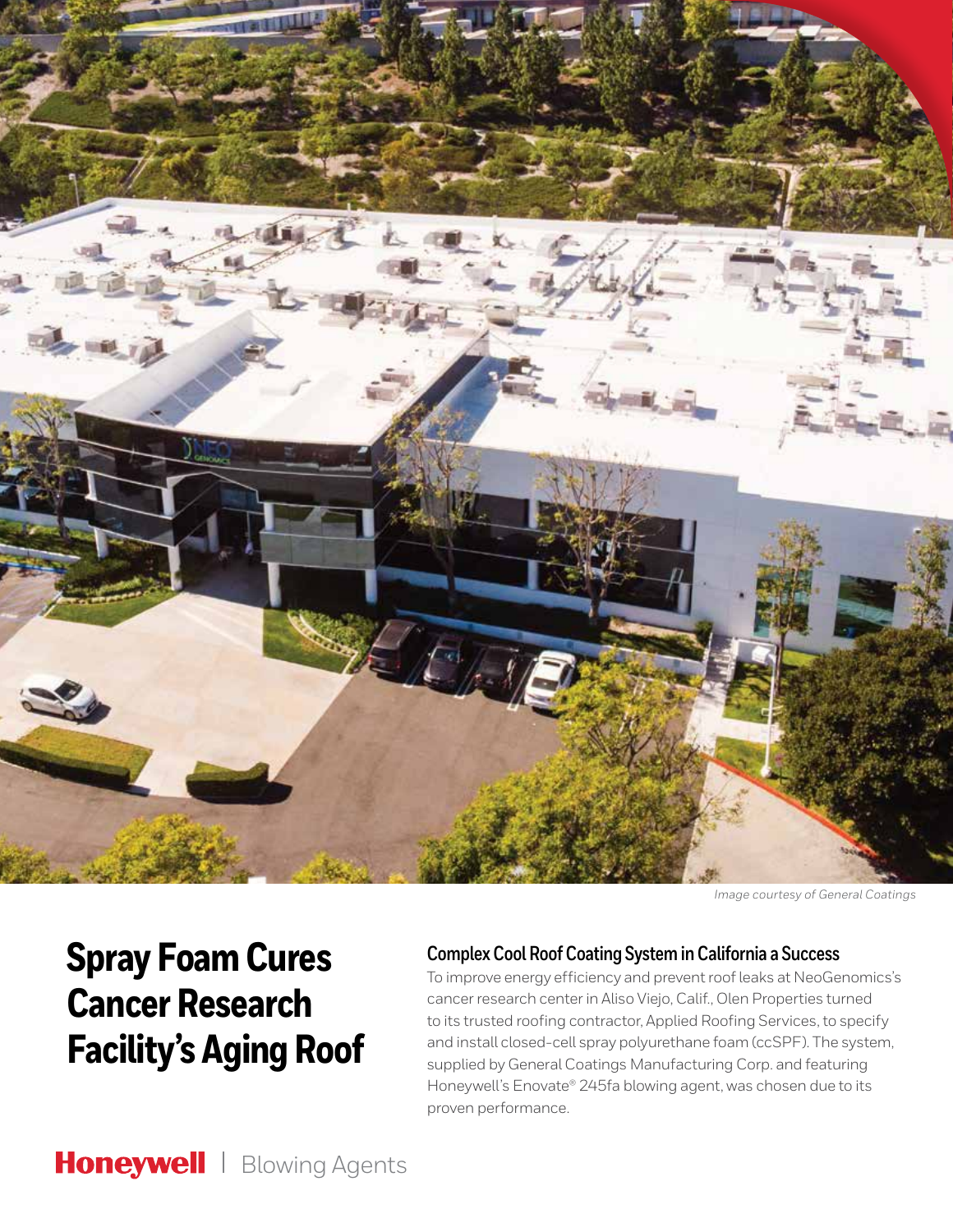*Image courtesy of General Coatings*

# Spray Foam Cures Cancer Research Facility's Aging Roof

## Complex Cool Roof Coating System in California a Success

To improve energy efficiency and prevent roof leaks at NeoGenomics's cancer research center in Aliso Viejo, Calif., Olen Properties turned to its trusted roofing contractor, Applied Roofing Services, to specify and install closed-cell spray polyurethane foam (ccSPF). The system, supplied by General Coatings Manufacturing Corp. and featuring Honeywell's Enovate® 245fa blowing agent, was chosen due to its proven performance.

**Honeywell** | Blowing Agents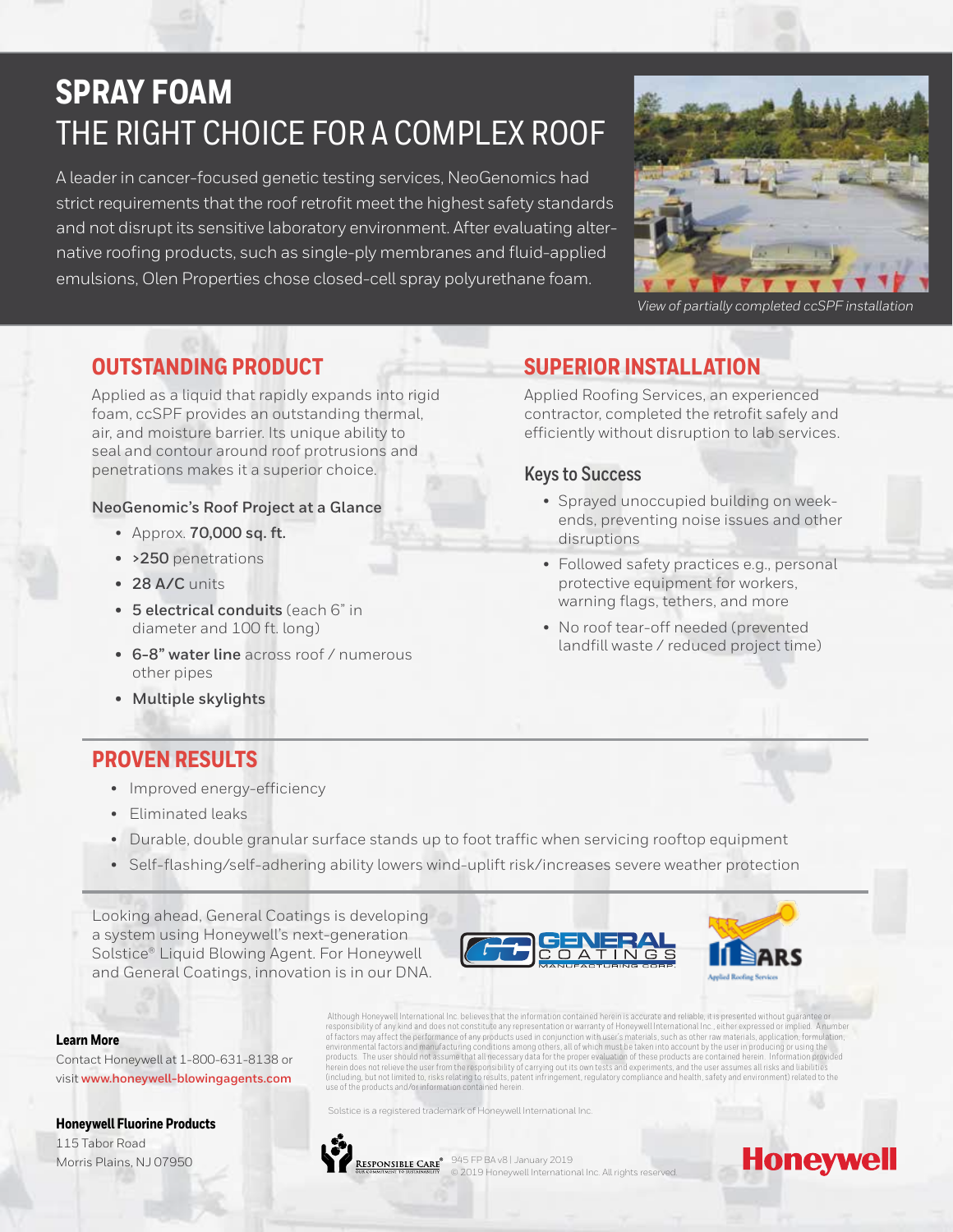# SPRAY FOAM
# THE RIGHT CHOICE FOR A COMPLEX ROOF

A leader in cancer-focused genetic testing services, NeoGenomics had strict requirements that the roof retrofit meet the highest safety standards and not disrupt its sensitive laboratory environment. After evaluating alternative roofing products, such as single-ply membranes and fluid-applied emulsions, Olen Properties chose closed-cell spray polyurethane foam.

*View of partially completed ccSPF installation*

## OUTSTANDING PRODUCT

Applied as a liquid that rapidly expands into rigid foam, ccSPF provides an outstanding thermal, air, and moisture barrier. Its unique ability to seal and contour around roof protrusions and penetrations makes it a superior choice.

**NeoGenomic's Roof Project at a Glance**

- Approx. **70,000 sq. ft.**
- **>250** penetrations
- **28 A/C** units
- **5 electrical conduits** (each 6" in diameter and 100 ft. long)
- **6-8" water line** across roof / numerous other pipes
- **Multiple skylights**

## SUPERIOR INSTALLATION

Applied Roofing Services, an experienced contractor, completed the retrofit safely and efficiently without disruption to lab services.

### Keys to Success

- Sprayed unoccupied building on weekends, preventing noise issues and other disruptions
- Followed safety practices e.g., personal protective equipment for workers, warning flags, tethers, and more
- No roof tear-off needed (prevented landfill waste / reduced project time)

## PROVEN RESULTS

- Improved energy-efficiency
- Eliminated leaks
- Durable, double granular surface stands up to foot traffic when servicing rooftop equipment
- Self-flashing/self-adhering ability lowers wind-uplift risk/increases severe weather protection

Looking ahead, General Coatings is developing a system using Honeywell's next-generation Solstice® Liquid Blowing Agent. For Honeywell and General Coatings, innovation is in our DNA.

GENERAL COATINGS MANUFACTURING CORP.

ARS Applied Roofing Services

**Learn More**

Contact Honeywell at 1-800-631-8138 or visit www.honeywell-blowingagents.com

**Honeywell Fluorine Products**

115 Tabor Road
Morris Plains, NJ 07950

Although Honeywell International Inc. believes that the information contained herein is accurate and reliable, it is presented without guarantee or responsibility of any kind and does not constitute any representation or warranty of Honeywell International Inc., either expressed or implied. A number of factors may affect the performance of any products used in conjunction with user's materials, such as other raw materials, application, formulation, environmental factors and manufacturing conditions among others, all of which must be taken into account by the user in producing or using the products. The user should not assume that all necessary data for the proper evaluation of these products are contained herein. Information provided herein does not relieve the user from the responsibility of carrying out its own tests and experiments, and the user assumes all risks and liabilities (including, but not limited to, risks relating to results, patent infringement, regulatory compliance and health, safety and environment) related to the use of the products and/or information contained herein.

Solstice is a registered trademark of Honeywell International Inc.

Responsible Care®

945 FP BA v8 | January 2019
© 2019 Honeywell International Inc. All rights reserved.

Honeywell